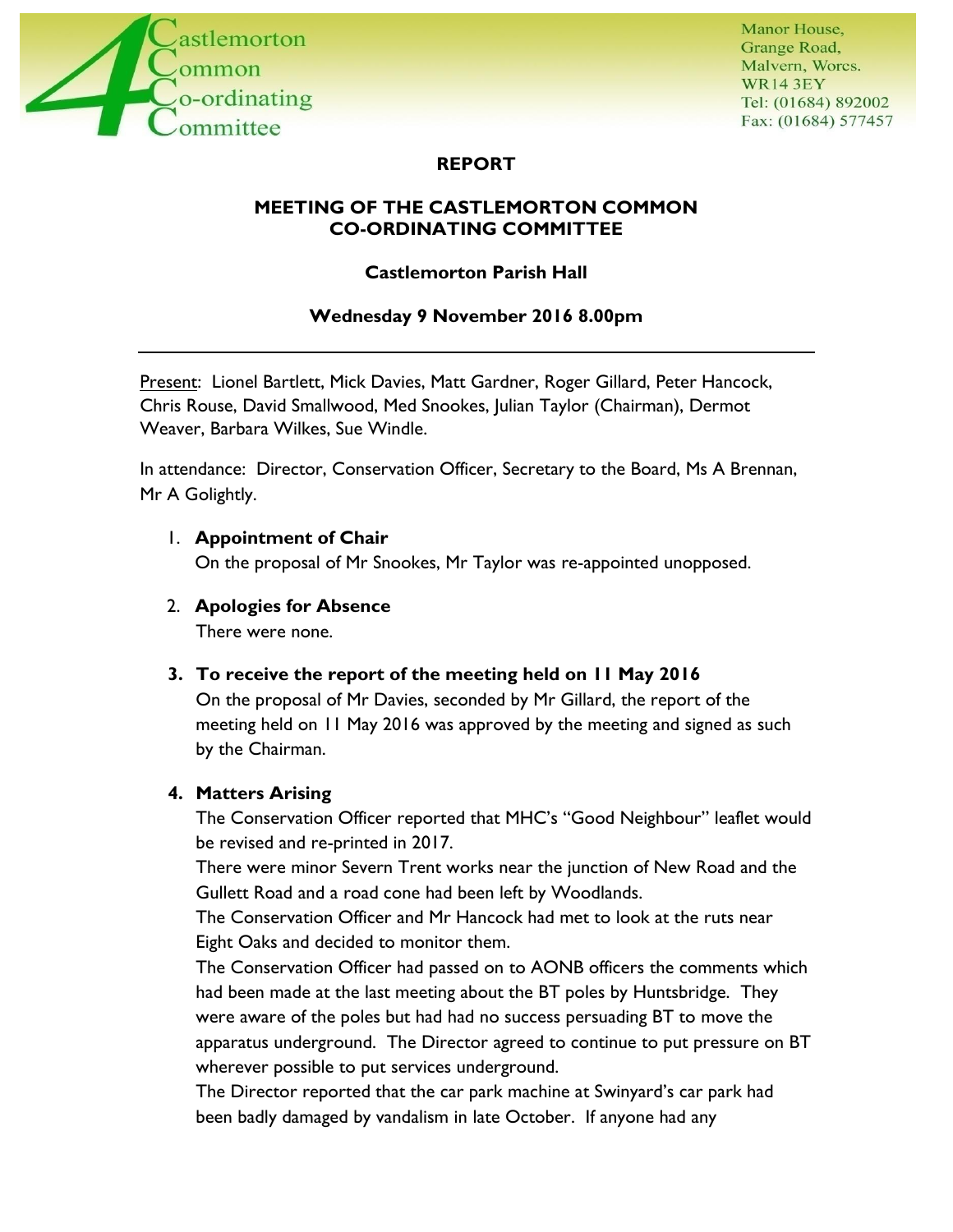Castlemorton Common Co-ordinating Committee

Manor House,
Grange Road,
Malvern, Worcs.
WR14 3EY
Tel: (01684) 892002
Fax: (01684) 577457

# REPORT

## MEETING OF THE CASTLEMORTON COMMON CO-ORDINATING COMMITTEE

### Castlemorton Parish Hall

### Wednesday 9 November 2016 8.00pm

---

Present: Lionel Bartlett, Mick Davies, Matt Gardner, Roger Gillard, Peter Hancock, Chris Rouse, David Smallwood, Med Snookes, Julian Taylor (Chairman), Dermot Weaver, Barbara Wilkes, Sue Windle.

In attendance: Director, Conservation Officer, Secretary to the Board, Ms A Brennan, Mr A Golightly.

1. **Appointment of Chair**
   On the proposal of Mr Snookes, Mr Taylor was re-appointed unopposed.

2. **Apologies for Absence**
   There were none.

3. **To receive the report of the meeting held on 11 May 2016**
   On the proposal of Mr Davies, seconded by Mr Gillard, the report of the meeting held on 11 May 2016 was approved by the meeting and signed as such by the Chairman.

4. **Matters Arising**
   The Conservation Officer reported that MHC's "Good Neighbour" leaflet would be revised and re-printed in 2017.
   There were minor Severn Trent works near the junction of New Road and the Gullett Road and a road cone had been left by Woodlands.
   The Conservation Officer and Mr Hancock had met to look at the ruts near Eight Oaks and decided to monitor them.
   The Conservation Officer had passed on to AONB officers the comments which had been made at the last meeting about the BT poles by Huntsbridge. They were aware of the poles but had had no success persuading BT to move the apparatus underground. The Director agreed to continue to put pressure on BT wherever possible to put services underground.
   The Director reported that the car park machine at Swinyard's car park had been badly damaged by vandalism in late October. If anyone had any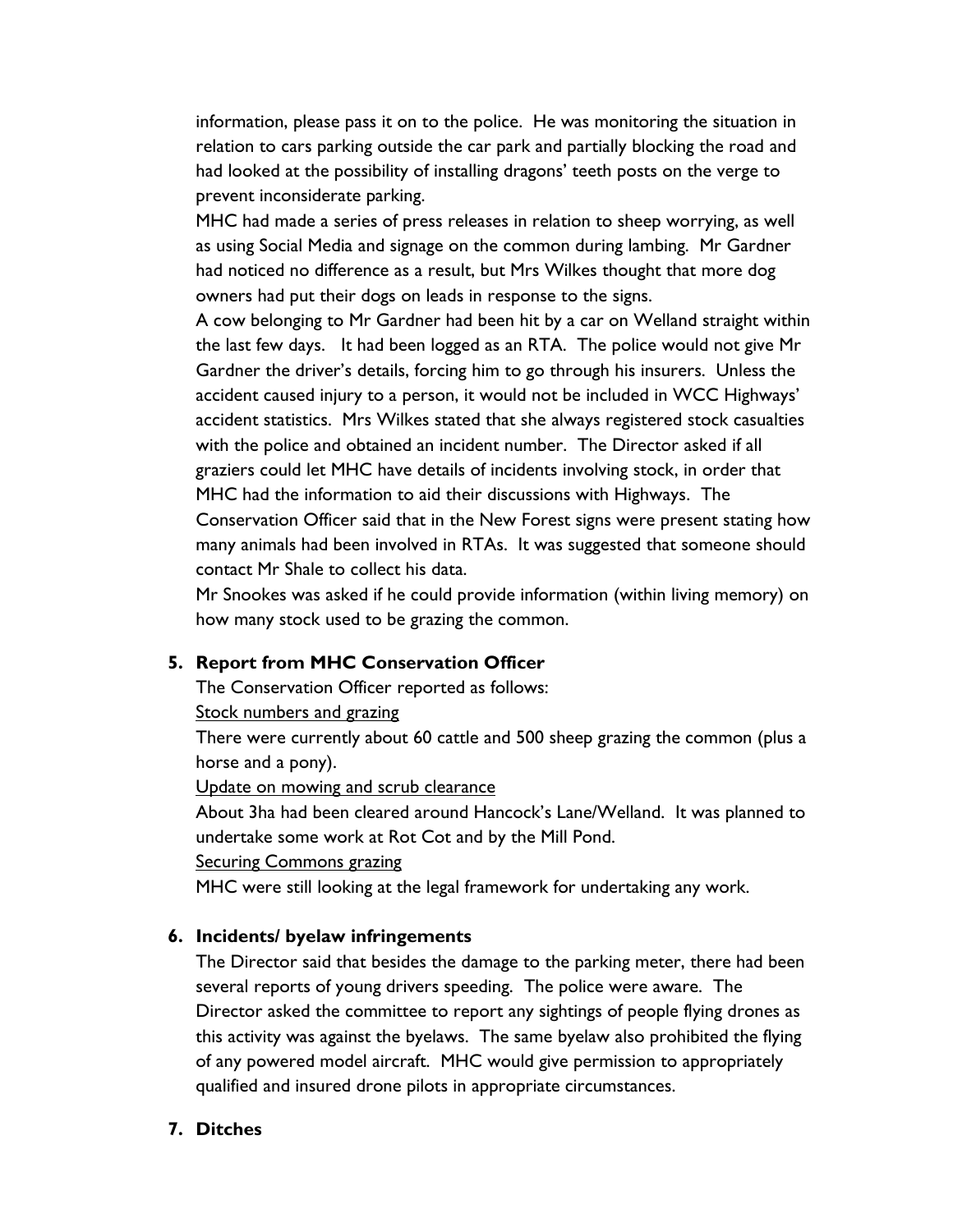information, please pass it on to the police. He was monitoring the situation in relation to cars parking outside the car park and partially blocking the road and had looked at the possibility of installing dragons' teeth posts on the verge to prevent inconsiderate parking.

MHC had made a series of press releases in relation to sheep worrying, as well as using Social Media and signage on the common during lambing. Mr Gardner had noticed no difference as a result, but Mrs Wilkes thought that more dog owners had put their dogs on leads in response to the signs.

A cow belonging to Mr Gardner had been hit by a car on Welland straight within the last few days. It had been logged as an RTA. The police would not give Mr Gardner the driver's details, forcing him to go through his insurers. Unless the accident caused injury to a person, it would not be included in WCC Highways' accident statistics. Mrs Wilkes stated that she always registered stock casualties with the police and obtained an incident number. The Director asked if all graziers could let MHC have details of incidents involving stock, in order that MHC had the information to aid their discussions with Highways. The Conservation Officer said that in the New Forest signs were present stating how many animals had been involved in RTAs. It was suggested that someone should contact Mr Shale to collect his data.

Mr Snookes was asked if he could provide information (within living memory) on how many stock used to be grazing the common.

## 5. Report from MHC Conservation Officer

The Conservation Officer reported as follows:

<u>Stock numbers and grazing</u>

There were currently about 60 cattle and 500 sheep grazing the common (plus a horse and a pony).

<u>Update on mowing and scrub clearance</u>

About 3ha had been cleared around Hancock's Lane/Welland. It was planned to undertake some work at Rot Cot and by the Mill Pond.

<u>Securing Commons grazing</u>

MHC were still looking at the legal framework for undertaking any work.

## 6. Incidents/ byelaw infringements

The Director said that besides the damage to the parking meter, there had been several reports of young drivers speeding. The police were aware. The Director asked the committee to report any sightings of people flying drones as this activity was against the byelaws. The same byelaw also prohibited the flying of any powered model aircraft. MHC would give permission to appropriately qualified and insured drone pilots in appropriate circumstances.

## 7. Ditches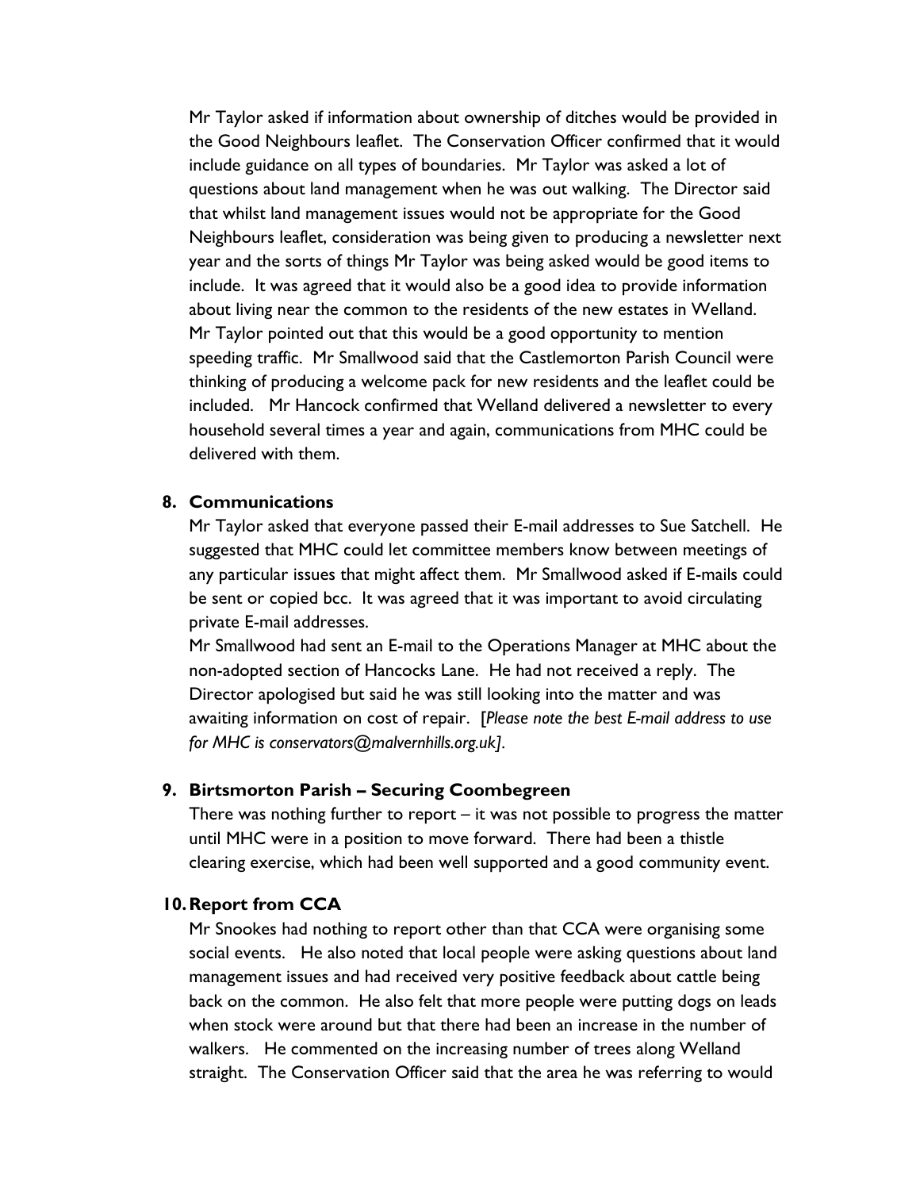Mr Taylor asked if information about ownership of ditches would be provided in the Good Neighbours leaflet. The Conservation Officer confirmed that it would include guidance on all types of boundaries. Mr Taylor was asked a lot of questions about land management when he was out walking. The Director said that whilst land management issues would not be appropriate for the Good Neighbours leaflet, consideration was being given to producing a newsletter next year and the sorts of things Mr Taylor was being asked would be good items to include. It was agreed that it would also be a good idea to provide information about living near the common to the residents of the new estates in Welland. Mr Taylor pointed out that this would be a good opportunity to mention speeding traffic. Mr Smallwood said that the Castlemorton Parish Council were thinking of producing a welcome pack for new residents and the leaflet could be included. Mr Hancock confirmed that Welland delivered a newsletter to every household several times a year and again, communications from MHC could be delivered with them.

## 8. Communications

Mr Taylor asked that everyone passed their E-mail addresses to Sue Satchell. He suggested that MHC could let committee members know between meetings of any particular issues that might affect them. Mr Smallwood asked if E-mails could be sent or copied bcc. It was agreed that it was important to avoid circulating private E-mail addresses.

Mr Smallwood had sent an E-mail to the Operations Manager at MHC about the non-adopted section of Hancocks Lane. He had not received a reply. The Director apologised but said he was still looking into the matter and was awaiting information on cost of repair. [*Please note the best E-mail address to use for MHC is conservators@malvernhills.org.uk]*.

## 9. Birtsmorton Parish – Securing Coombegreen

There was nothing further to report – it was not possible to progress the matter until MHC were in a position to move forward. There had been a thistle clearing exercise, which had been well supported and a good community event.

## 10. Report from CCA

Mr Snookes had nothing to report other than that CCA were organising some social events. He also noted that local people were asking questions about land management issues and had received very positive feedback about cattle being back on the common. He also felt that more people were putting dogs on leads when stock were around but that there had been an increase in the number of walkers. He commented on the increasing number of trees along Welland straight. The Conservation Officer said that the area he was referring to would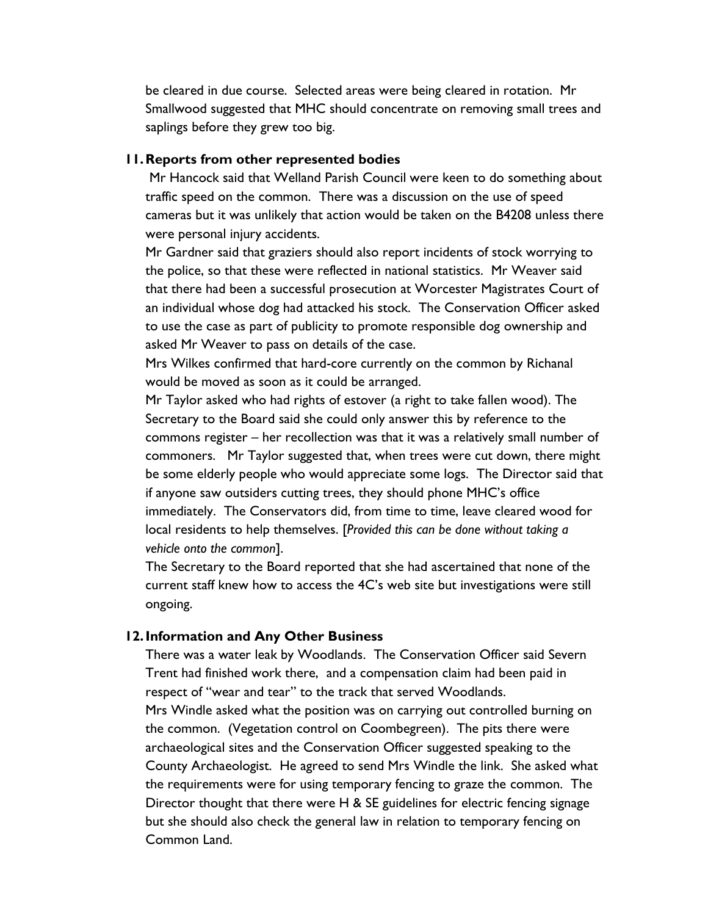be cleared in due course. Selected areas were being cleared in rotation. Mr Smallwood suggested that MHC should concentrate on removing small trees and saplings before they grew too big.

**11. Reports from other represented bodies**

Mr Hancock said that Welland Parish Council were keen to do something about traffic speed on the common. There was a discussion on the use of speed cameras but it was unlikely that action would be taken on the B4208 unless there were personal injury accidents.

Mr Gardner said that graziers should also report incidents of stock worrying to the police, so that these were reflected in national statistics. Mr Weaver said that there had been a successful prosecution at Worcester Magistrates Court of an individual whose dog had attacked his stock. The Conservation Officer asked to use the case as part of publicity to promote responsible dog ownership and asked Mr Weaver to pass on details of the case.

Mrs Wilkes confirmed that hard-core currently on the common by Richanal would be moved as soon as it could be arranged.

Mr Taylor asked who had rights of estover (a right to take fallen wood). The Secretary to the Board said she could only answer this by reference to the commons register – her recollection was that it was a relatively small number of commoners. Mr Taylor suggested that, when trees were cut down, there might be some elderly people who would appreciate some logs. The Director said that if anyone saw outsiders cutting trees, they should phone MHC's office immediately. The Conservators did, from time to time, leave cleared wood for local residents to help themselves. [*Provided this can be done without taking a vehicle onto the common*].

The Secretary to the Board reported that she had ascertained that none of the current staff knew how to access the 4C's web site but investigations were still ongoing.

**12. Information and Any Other Business**

There was a water leak by Woodlands. The Conservation Officer said Severn Trent had finished work there, and a compensation claim had been paid in respect of "wear and tear" to the track that served Woodlands.

Mrs Windle asked what the position was on carrying out controlled burning on the common. (Vegetation control on Coombegreen). The pits there were archaeological sites and the Conservation Officer suggested speaking to the County Archaeologist. He agreed to send Mrs Windle the link. She asked what the requirements were for using temporary fencing to graze the common. The Director thought that there were H & SE guidelines for electric fencing signage but she should also check the general law in relation to temporary fencing on Common Land.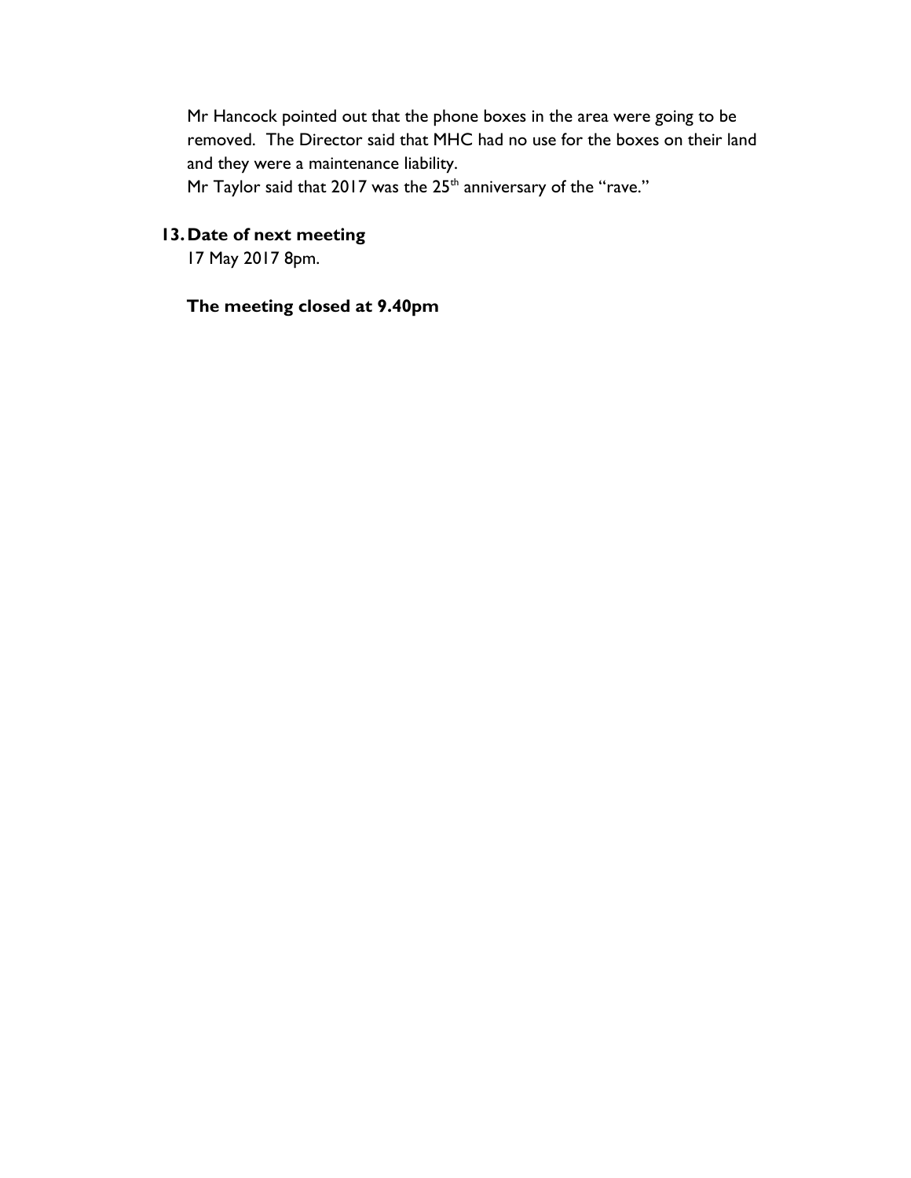Mr Hancock pointed out that the phone boxes in the area were going to be removed. The Director said that MHC had no use for the boxes on their land and they were a maintenance liability.
Mr Taylor said that 2017 was the 25th anniversary of the "rave."

## 13. Date of next meeting

17 May 2017 8pm.

**The meeting closed at 9.40pm**